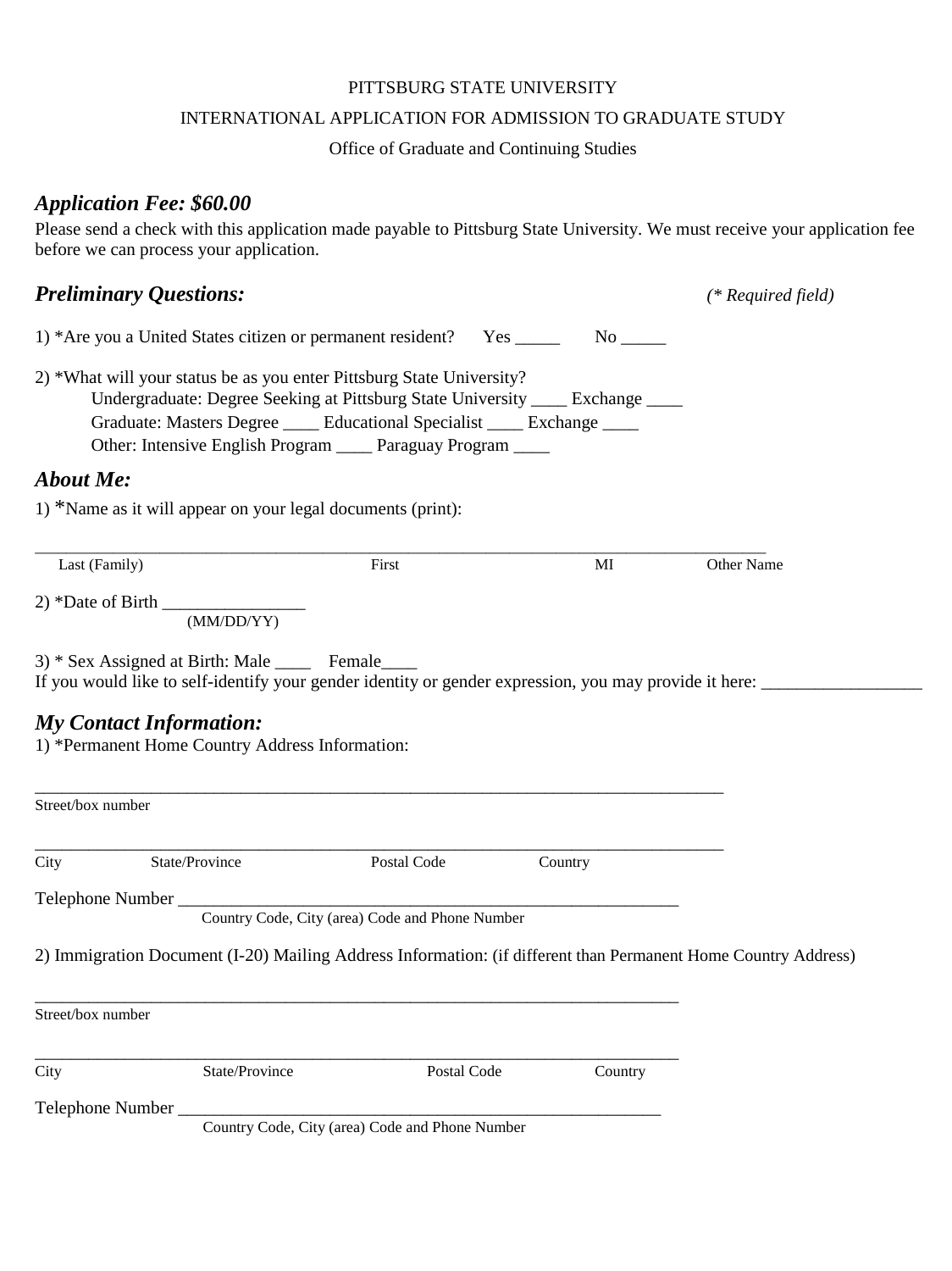PITTSBURG STATE UNIVERSITY

INTERNATIONAL APPLICATION FOR ADMISSION TO GRADUATE STUDY

Office of Graduate and Continuing Studies

## *Application Fee: $60.00*

Please send a check with this application made payable to Pittsburg State University. We must receive your application fee before we can process your application.

## *Preliminary Questions:*

*(* Required field)*

1) *Are you a United States citizen or permanent resident? Yes _____ No _____

2) *What will your status be as you enter Pittsburg State University?

Undergraduate: Degree Seeking at Pittsburg State University ____ Exchange ____

Graduate: Masters Degree ____ Educational Specialist ____ Exchange ____

Other: Intensive English Program ____ Paraguay Program ____

## *About Me:*

1) *Name as it will appear on your legal documents (print):

_______________________________________________________________________________

Last (Family) First MI Other Name

2) *Date of Birth ________________

(MM/DD/YY)

3) * Sex Assigned at Birth: Male ____ Female____

If you would like to self-identify your gender identity or gender expression, you may provide it here: __________________

## *My Contact Information:*

1) *Permanent Home Country Address Information:

_______________________________________________________________________________

Street/box number

_______________________________________________________________________________

City State/Province Postal Code Country

Telephone Number ___________________________________________________________

Country Code, City (area) Code and Phone Number

2) Immigration Document (I-20) Mailing Address Information: (if different than Permanent Home Country Address)

_______________________________________________________________________________

Street/box number

_______________________________________________________________________________

City State/Province Postal Code Country

Telephone Number ___________________________________________________________

Country Code, City (area) Code and Phone Number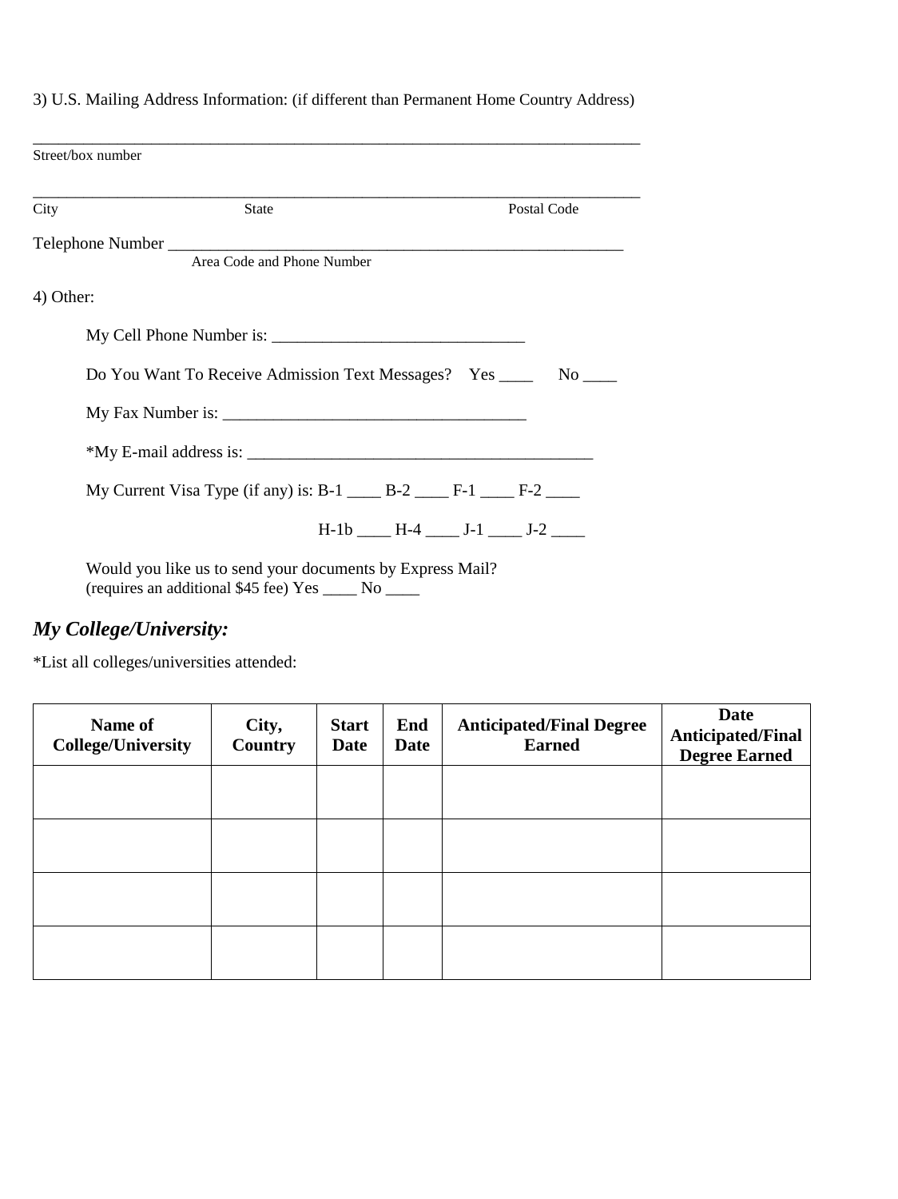3) U.S. Mailing Address Information: (if different than Permanent Home Country Address)

______________________________________________________________________________
Street/box number

______________________________________________________________________________
City State Postal Code

Telephone Number ___________________________________________________________
Area Code and Phone Number

4) Other:

My Cell Phone Number is: ______________________________

Do You Want To Receive Admission Text Messages? Yes ____ No ____

My Fax Number is: ____________________________________

*My E-mail address is: ________________________________________

My Current Visa Type (if any) is: B-1 ____ B-2 ____ F-1 ____ F-2 ____

H-1b ____ H-4 ____ J-1 ____ J-2 ____

Would you like us to send your documents by Express Mail?
(requires an additional $45 fee) Yes ____ No ____

## *My College/University:*

*List all colleges/universities attended:

| Name of College/University | City, Country | Start Date | End Date | Anticipated/Final Degree Earned | Date Anticipated/Final Degree Earned |
|---|---|---|---|---|---|
| | | | | | |
| | | | | | |
| | | | | | |
| | | | | | |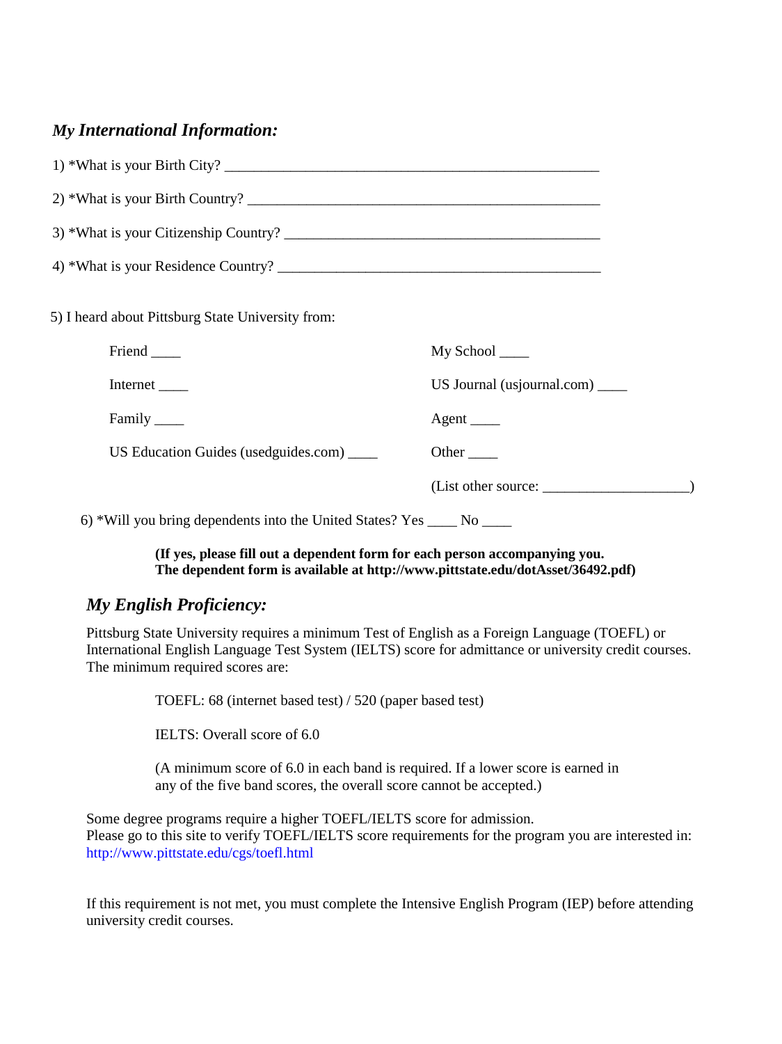## *My International Information:*

1) *What is your Birth City? ______________________________________________________

2) *What is your Birth Country? ___________________________________________________

3) *What is your Citizenship Country? ______________________________________________

4) *What is your Residence Country? _______________________________________________

5) I heard about Pittsburg State University from:

Friend ____

My School ____

Internet ____

US Journal (usjournal.com) ____

Family ____

Agent ____

US Education Guides (usedguides.com) ____

Other ____

(List other source: ____________________)

6) *Will you bring dependents into the United States? Yes ____ No ____

**(If yes, please fill out a dependent form for each person accompanying you. The dependent form is available at http://www.pittstate.edu/dotAsset/36492.pdf)**

## *My English Proficiency:*

Pittsburg State University requires a minimum Test of English as a Foreign Language (TOEFL) or International English Language Test System (IELTS) score for admittance or university credit courses. The minimum required scores are:

TOEFL: 68 (internet based test) / 520 (paper based test)

IELTS: Overall score of 6.0

(A minimum score of 6.0 in each band is required. If a lower score is earned in any of the five band scores, the overall score cannot be accepted.)

Some degree programs require a higher TOEFL/IELTS score for admission.
Please go to this site to verify TOEFL/IELTS score requirements for the program you are interested in: http://www.pittstate.edu/cgs/toefl.html

If this requirement is not met, you must complete the Intensive English Program (IEP) before attending university credit courses.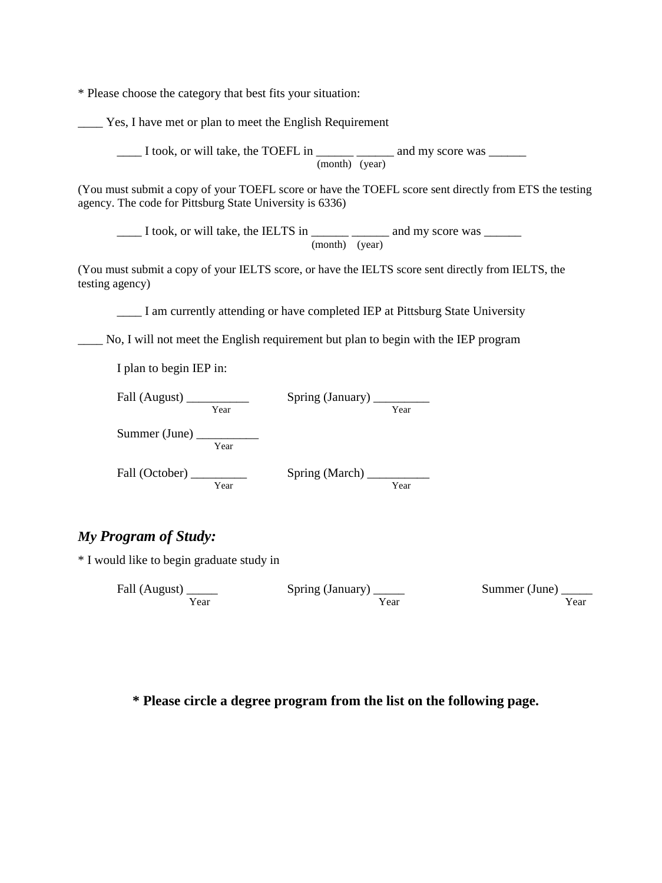* Please choose the category that best fits your situation:

____ Yes, I have met or plan to meet the English Requirement

&nbsp;&nbsp;&nbsp;&nbsp;____ I took, or will take, the TOEFL in ______ ______ and my score was ______
&nbsp;&nbsp;&nbsp;&nbsp;(month) (year)

(You must submit a copy of your TOEFL score or have the TOEFL score sent directly from ETS the testing agency. The code for Pittsburg State University is 6336)

&nbsp;&nbsp;&nbsp;&nbsp;____ I took, or will take, the IELTS in ______ ______ and my score was ______
&nbsp;&nbsp;&nbsp;&nbsp;(month) (year)

(You must submit a copy of your IELTS score, or have the IELTS score sent directly from IELTS, the testing agency)

&nbsp;&nbsp;&nbsp;&nbsp;____ I am currently attending or have completed IEP at Pittsburg State University

____ No, I will not meet the English requirement but plan to begin with the IEP program

&nbsp;&nbsp;&nbsp;&nbsp;I plan to begin IEP in:

&nbsp;&nbsp;&nbsp;&nbsp;Fall (August) __________ Year &nbsp;&nbsp;&nbsp;&nbsp; Spring (January) _________ Year

&nbsp;&nbsp;&nbsp;&nbsp;Summer (June) __________ Year

&nbsp;&nbsp;&nbsp;&nbsp;Fall (October) _________ Year &nbsp;&nbsp;&nbsp;&nbsp; Spring (March) __________ Year

## *My Program of Study:*

* I would like to begin graduate study in

&nbsp;&nbsp;&nbsp;&nbsp;Fall (August) _____ Year &nbsp;&nbsp;&nbsp;&nbsp; Spring (January) _____ Year &nbsp;&nbsp;&nbsp;&nbsp; Summer (June) _____ Year

**\* Please circle a degree program from the list on the following page.**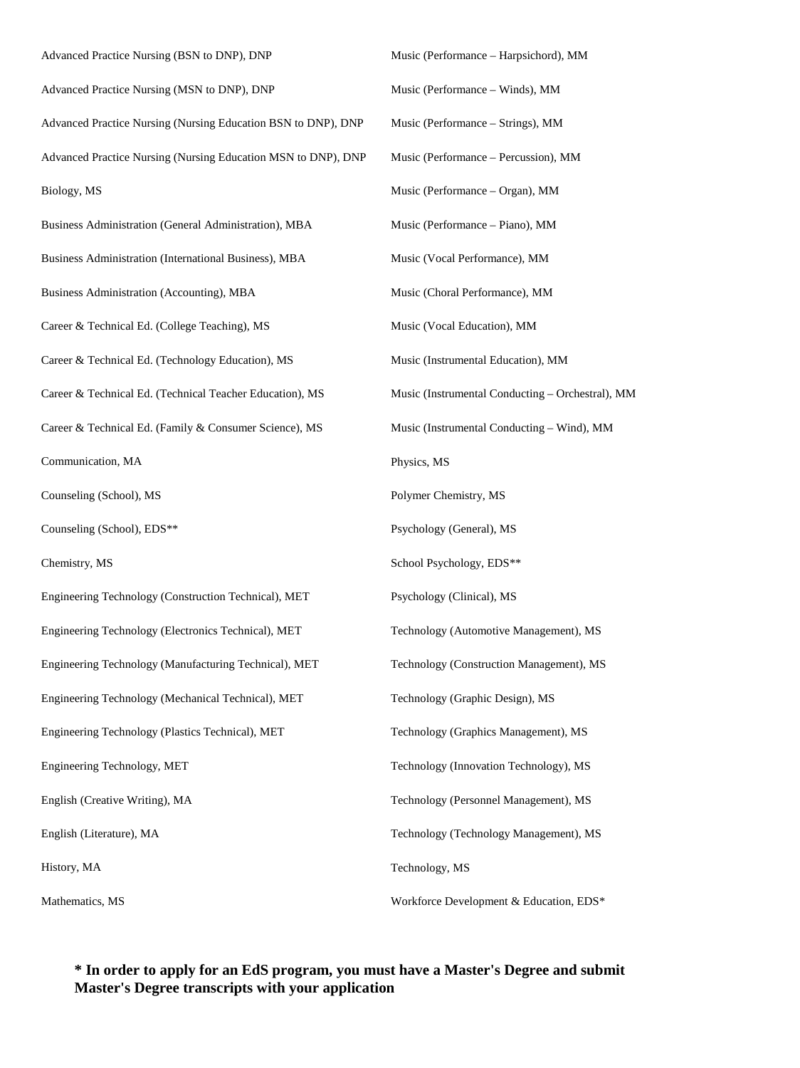Advanced Practice Nursing (BSN to DNP), DNP

Advanced Practice Nursing (MSN to DNP), DNP

Advanced Practice Nursing (Nursing Education BSN to DNP), DNP

Advanced Practice Nursing (Nursing Education MSN to DNP), DNP

Biology, MS

Business Administration (General Administration), MBA

Business Administration (International Business), MBA

Business Administration (Accounting), MBA

Career & Technical Ed. (College Teaching), MS

Career & Technical Ed. (Technology Education), MS

Career & Technical Ed. (Technical Teacher Education), MS

Career & Technical Ed. (Family & Consumer Science), MS

Communication, MA

Counseling (School), MS

Counseling (School), EDS**

Chemistry, MS

Engineering Technology (Construction Technical), MET

Engineering Technology (Electronics Technical), MET

Engineering Technology (Manufacturing Technical), MET

Engineering Technology (Mechanical Technical), MET

Engineering Technology (Plastics Technical), MET

Engineering Technology, MET

English (Creative Writing), MA

English (Literature), MA

History, MA

Mathematics, MS

Music (Performance – Harpsichord), MM

Music (Performance – Winds), MM

Music (Performance – Strings), MM

Music (Performance – Percussion), MM

Music (Performance – Organ), MM

Music (Performance – Piano), MM

Music (Vocal Performance), MM

Music (Choral Performance), MM

Music (Vocal Education), MM

Music (Instrumental Education), MM

Music (Instrumental Conducting – Orchestral), MM

Music (Instrumental Conducting – Wind), MM

Physics, MS

Polymer Chemistry, MS

Psychology (General), MS

School Psychology, EDS**

Psychology (Clinical), MS

Technology (Automotive Management), MS

Technology (Construction Management), MS

Technology (Graphic Design), MS

Technology (Graphics Management), MS

Technology (Innovation Technology), MS

Technology (Personnel Management), MS

Technology (Technology Management), MS

Technology, MS

Workforce Development & Education, EDS*

**\* In order to apply for an EdS program, you must have a Master's Degree and submit Master's Degree transcripts with your application**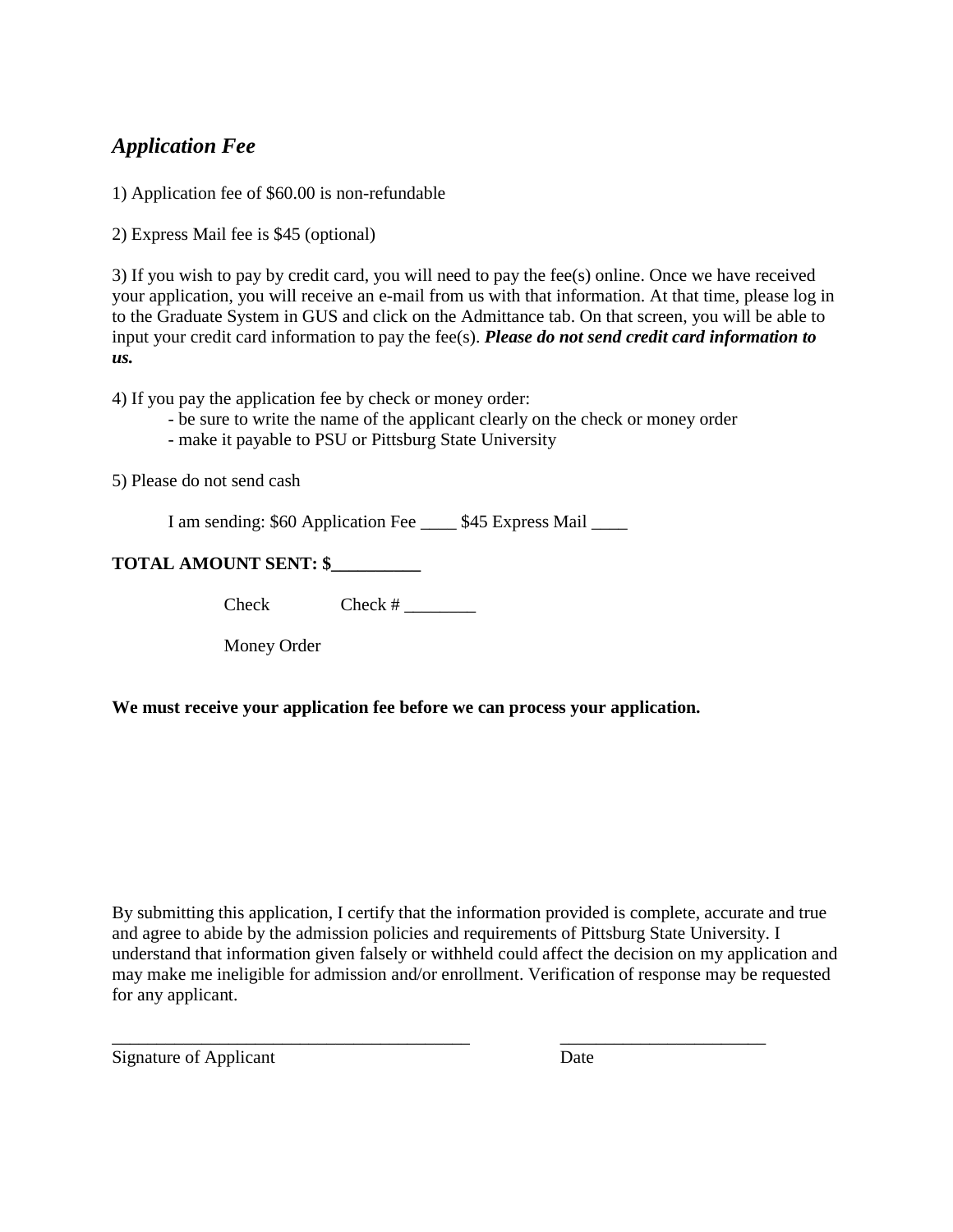## *Application Fee*

1) Application fee of $60.00 is non-refundable

2) Express Mail fee is $45 (optional)

3) If you wish to pay by credit card, you will need to pay the fee(s) online. Once we have received your application, you will receive an e-mail from us with that information. At that time, please log in to the Graduate System in GUS and click on the Admittance tab. On that screen, you will be able to input your credit card information to pay the fee(s). ***Please do not send credit card information to us.***

4) If you pay the application fee by check or money order:
   - be sure to write the name of the applicant clearly on the check or money order
   - make it payable to PSU or Pittsburg State University

5) Please do not send cash

I am sending: $60 Application Fee ____ $45 Express Mail ____

**TOTAL AMOUNT SENT: $__________**

Check        Check # ________

Money Order

**We must receive your application fee before we can process your application.**

By submitting this application, I certify that the information provided is complete, accurate and true and agree to abide by the admission policies and requirements of Pittsburg State University. I understand that information given falsely or withheld could affect the decision on my application and may make me ineligible for admission and/or enrollment. Verification of response may be requested for any applicant.

________________________________________        ______________________

Signature of Applicant                                                Date